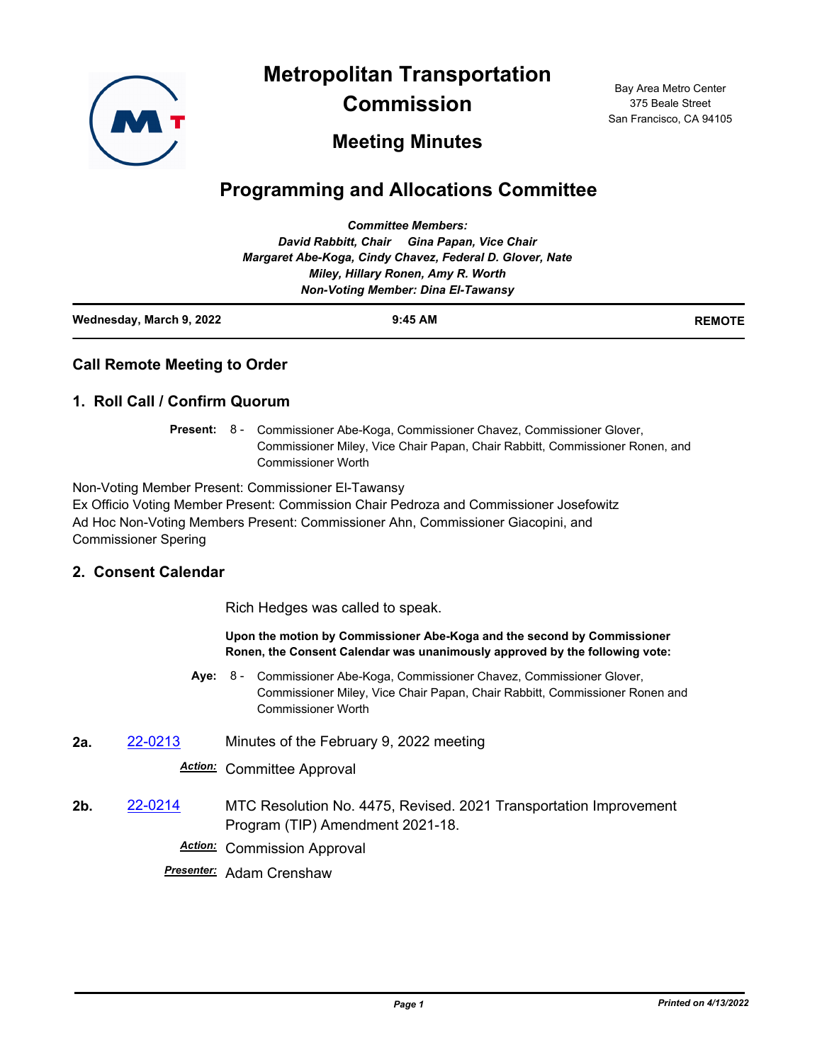# Metropolitan Transportation Commission

## Meeting Minutes

Bay Area Metro Center
375 Beale Street
San Francisco, CA 94105

# Programming and Allocations Committee

***Committee Members:***
***David Rabbitt, Chair     Gina Papan, Vice Chair***
***Margaret Abe-Koga, Cindy Chavez, Federal D. Glover, Nate Miley, Hillary Ronen, Amy R. Worth***
***Non-Voting Member: Dina El-Tawansy***

**Wednesday, March 9, 2022** | **9:45 AM** | **REMOTE**

## Call Remote Meeting to Order

## 1. Roll Call / Confirm Quorum

**Present:** 8 - Commissioner Abe-Koga, Commissioner Chavez, Commissioner Glover, Commissioner Miley, Vice Chair Papan, Chair Rabbitt, Commissioner Ronen, and Commissioner Worth

Non-Voting Member Present: Commissioner El-Tawansy
Ex Officio Voting Member Present: Commission Chair Pedroza and Commissioner Josefowitz
Ad Hoc Non-Voting Members Present: Commissioner Ahn, Commissioner Giacopini, and Commissioner Spering

## 2. Consent Calendar

Rich Hedges was called to speak.

**Upon the motion by Commissioner Abe-Koga and the second by Commissioner Ronen, the Consent Calendar was unanimously approved by the following vote:**

**Aye:** 8 - Commissioner Abe-Koga, Commissioner Chavez, Commissioner Glover, Commissioner Miley, Vice Chair Papan, Chair Rabbitt, Commissioner Ronen and Commissioner Worth

**2a.** [22-0213](22-0213) Minutes of the February 9, 2022 meeting

***Action:*** Committee Approval

**2b.** [22-0214](22-0214) MTC Resolution No. 4475, Revised. 2021 Transportation Improvement Program (TIP) Amendment 2021-18.

***Action:*** Commission Approval

***Presenter:*** Adam Crenshaw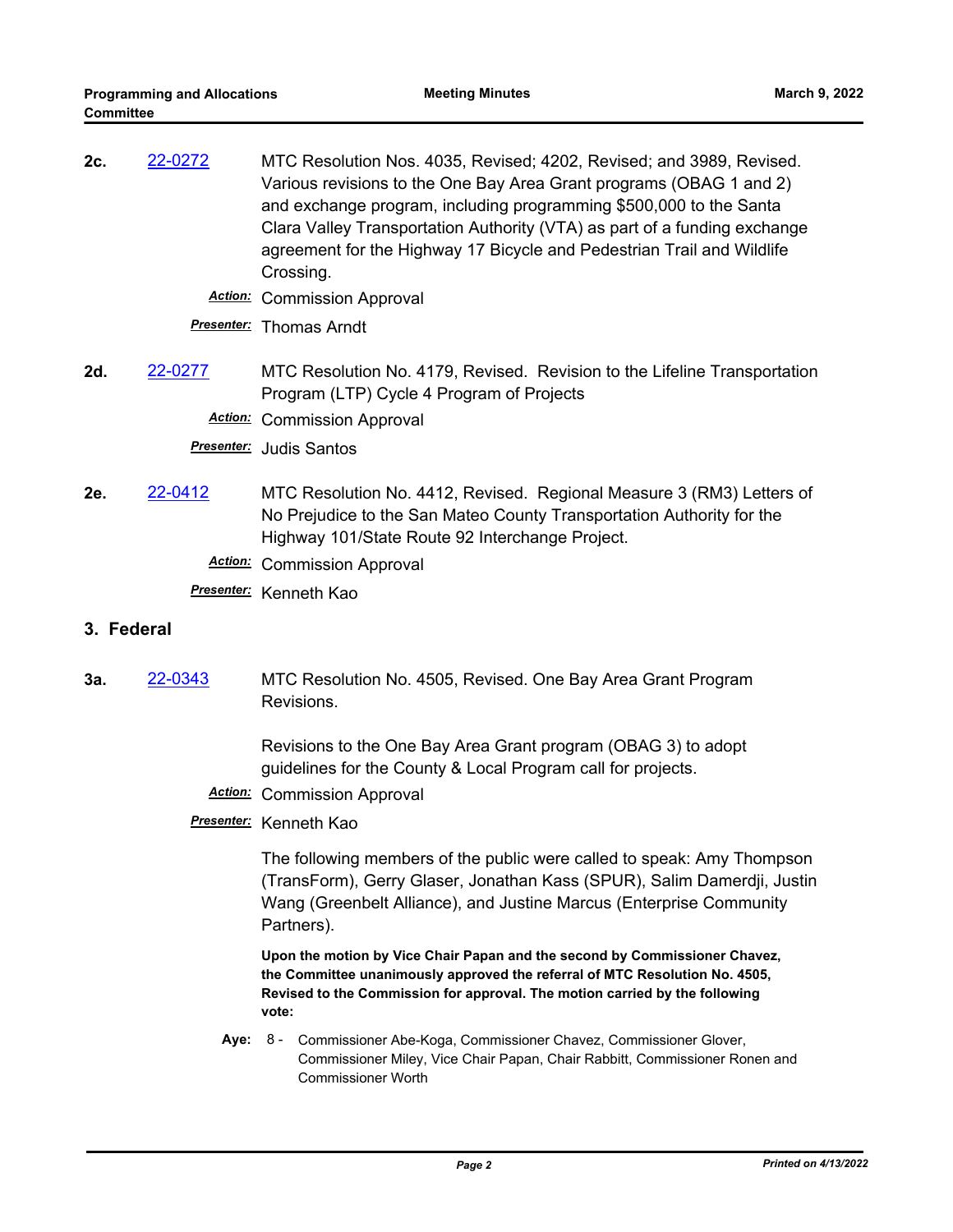**2c.** 22-0272 MTC Resolution Nos. 4035, Revised; 4202, Revised; and 3989, Revised. Various revisions to the One Bay Area Grant programs (OBAG 1 and 2) and exchange program, including programming $500,000 to the Santa Clara Valley Transportation Authority (VTA) as part of a funding exchange agreement for the Highway 17 Bicycle and Pedestrian Trail and Wildlife Crossing.

***Action:*** Commission Approval

***Presenter:*** Thomas Arndt

**2d.** 22-0277 MTC Resolution No. 4179, Revised. Revision to the Lifeline Transportation Program (LTP) Cycle 4 Program of Projects

***Action:*** Commission Approval

***Presenter:*** Judis Santos

**2e.** 22-0412 MTC Resolution No. 4412, Revised. Regional Measure 3 (RM3) Letters of No Prejudice to the San Mateo County Transportation Authority for the Highway 101/State Route 92 Interchange Project.

***Action:*** Commission Approval

***Presenter:*** Kenneth Kao

## 3. Federal

**3a.** 22-0343 MTC Resolution No. 4505, Revised. One Bay Area Grant Program Revisions.

Revisions to the One Bay Area Grant program (OBAG 3) to adopt guidelines for the County & Local Program call for projects.

***Action:*** Commission Approval

***Presenter:*** Kenneth Kao

The following members of the public were called to speak: Amy Thompson (TransForm), Gerry Glaser, Jonathan Kass (SPUR), Salim Damerdji, Justin Wang (Greenbelt Alliance), and Justine Marcus (Enterprise Community Partners).

**Upon the motion by Vice Chair Papan and the second by Commissioner Chavez, the Committee unanimously approved the referral of MTC Resolution No. 4505, Revised to the Commission for approval. The motion carried by the following vote:**

**Aye:** 8 - Commissioner Abe-Koga, Commissioner Chavez, Commissioner Glover, Commissioner Miley, Vice Chair Papan, Chair Rabbitt, Commissioner Ronen and Commissioner Worth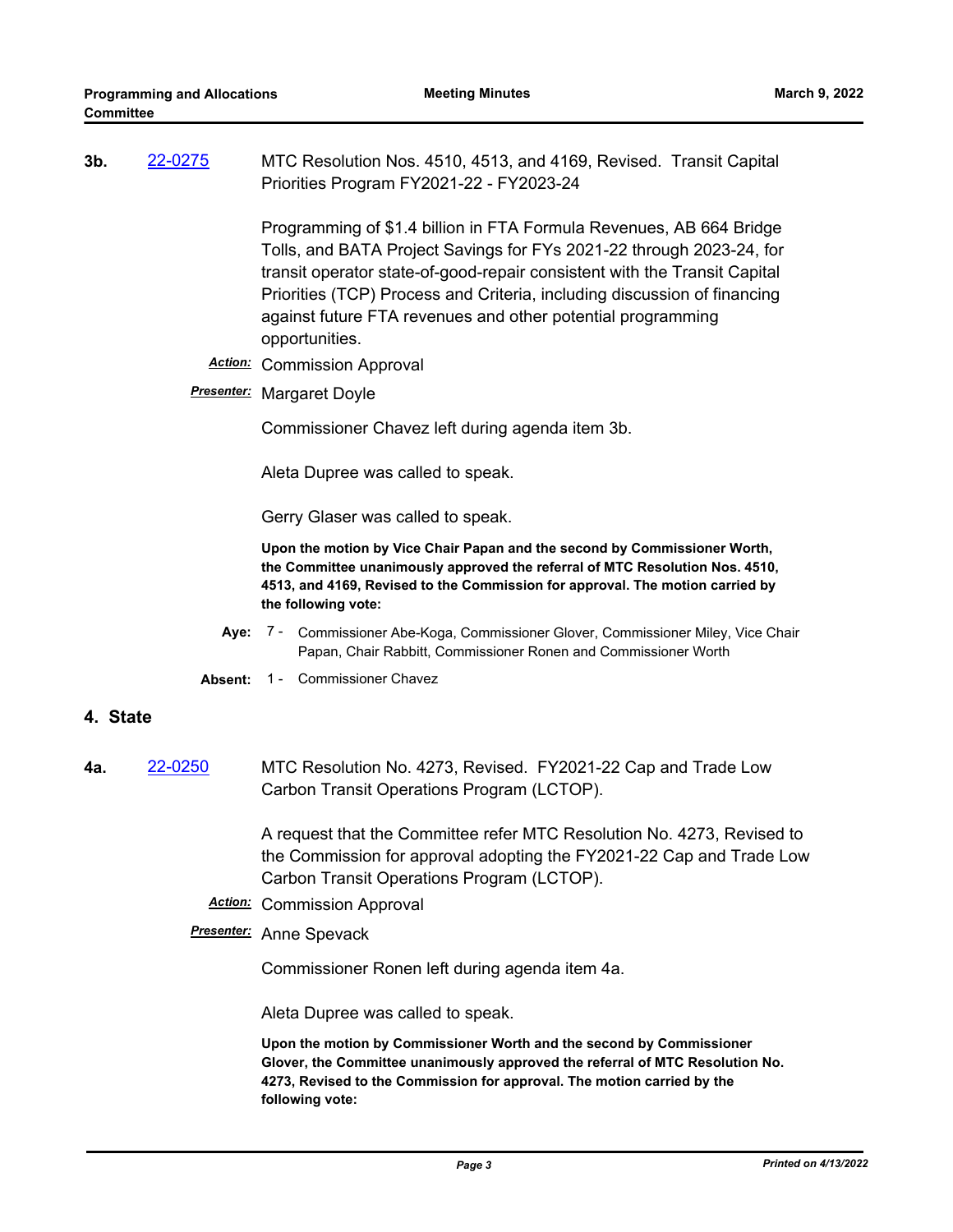**3b.** 22-0275 MTC Resolution Nos. 4510, 4513, and 4169, Revised. Transit Capital Priorities Program FY2021-22 - FY2023-24

Programming of $1.4 billion in FTA Formula Revenues, AB 664 Bridge Tolls, and BATA Project Savings for FYs 2021-22 through 2023-24, for transit operator state-of-good-repair consistent with the Transit Capital Priorities (TCP) Process and Criteria, including discussion of financing against future FTA revenues and other potential programming opportunities.

***Action:*** Commission Approval

***Presenter:*** Margaret Doyle

Commissioner Chavez left during agenda item 3b.

Aleta Dupree was called to speak.

Gerry Glaser was called to speak.

**Upon the motion by Vice Chair Papan and the second by Commissioner Worth, the Committee unanimously approved the referral of MTC Resolution Nos. 4510, 4513, and 4169, Revised to the Commission for approval. The motion carried by the following vote:**

**Aye:** 7 - Commissioner Abe-Koga, Commissioner Glover, Commissioner Miley, Vice Chair Papan, Chair Rabbitt, Commissioner Ronen and Commissioner Worth

**Absent:** 1 - Commissioner Chavez

## 4. State

**4a.** 22-0250 MTC Resolution No. 4273, Revised. FY2021-22 Cap and Trade Low Carbon Transit Operations Program (LCTOP).

A request that the Committee refer MTC Resolution No. 4273, Revised to the Commission for approval adopting the FY2021-22 Cap and Trade Low Carbon Transit Operations Program (LCTOP).

***Action:*** Commission Approval

***Presenter:*** Anne Spevack

Commissioner Ronen left during agenda item 4a.

Aleta Dupree was called to speak.

**Upon the motion by Commissioner Worth and the second by Commissioner Glover, the Committee unanimously approved the referral of MTC Resolution No. 4273, Revised to the Commission for approval. The motion carried by the following vote:**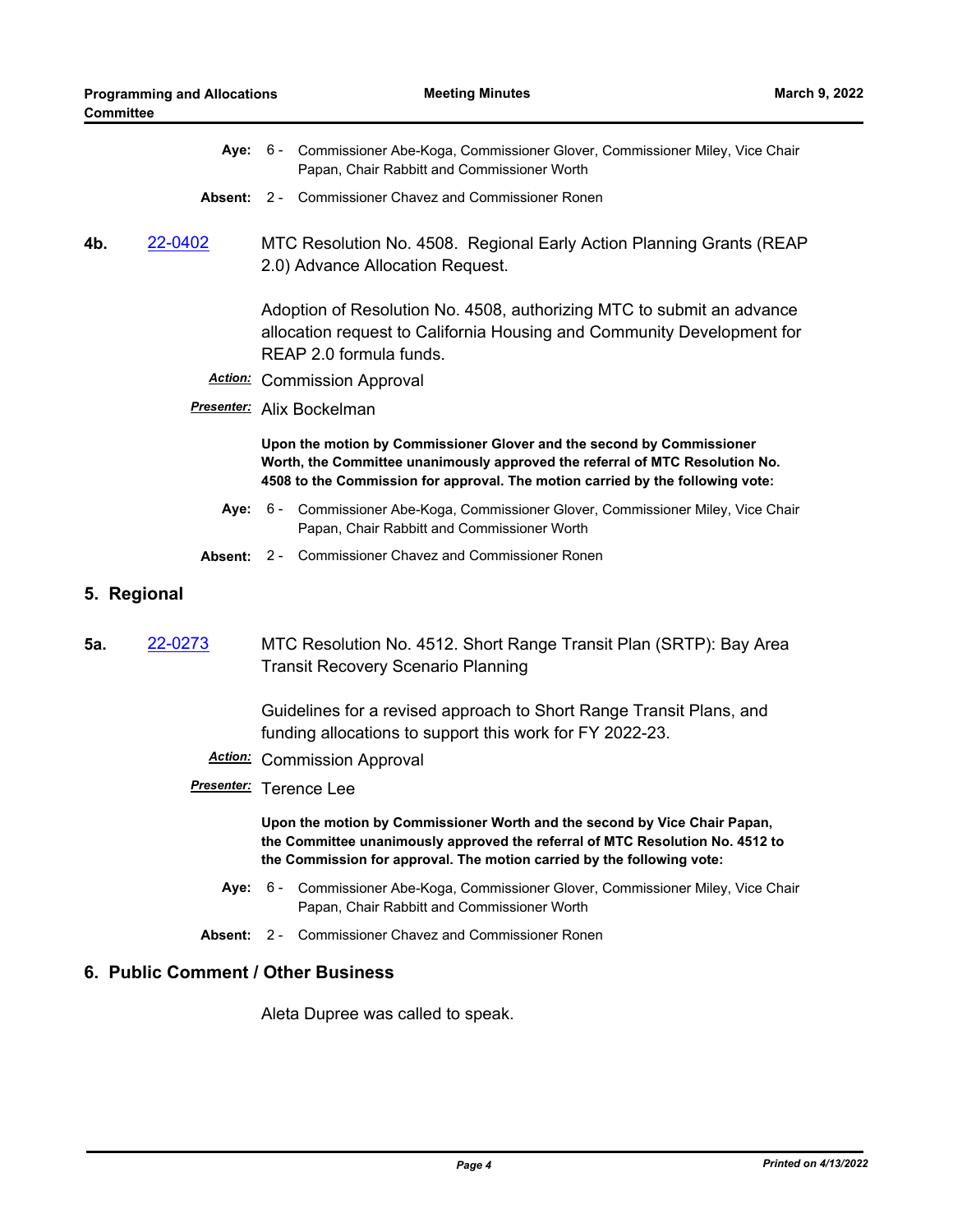**Aye:** 6 - Commissioner Abe-Koga, Commissioner Glover, Commissioner Miley, Vice Chair Papan, Chair Rabbitt and Commissioner Worth

**Absent:** 2 - Commissioner Chavez and Commissioner Ronen

**4b.** 22-0402 MTC Resolution No. 4508. Regional Early Action Planning Grants (REAP 2.0) Advance Allocation Request.

Adoption of Resolution No. 4508, authorizing MTC to submit an advance allocation request to California Housing and Community Development for REAP 2.0 formula funds.

***Action:*** Commission Approval

***Presenter:*** Alix Bockelman

**Upon the motion by Commissioner Glover and the second by Commissioner Worth, the Committee unanimously approved the referral of MTC Resolution No. 4508 to the Commission for approval. The motion carried by the following vote:**

**Aye:** 6 - Commissioner Abe-Koga, Commissioner Glover, Commissioner Miley, Vice Chair Papan, Chair Rabbitt and Commissioner Worth

**Absent:** 2 - Commissioner Chavez and Commissioner Ronen

## 5. Regional

**5a.** 22-0273 MTC Resolution No. 4512. Short Range Transit Plan (SRTP): Bay Area Transit Recovery Scenario Planning

Guidelines for a revised approach to Short Range Transit Plans, and funding allocations to support this work for FY 2022-23.

***Action:*** Commission Approval

***Presenter:*** Terence Lee

**Upon the motion by Commissioner Worth and the second by Vice Chair Papan, the Committee unanimously approved the referral of MTC Resolution No. 4512 to the Commission for approval. The motion carried by the following vote:**

**Aye:** 6 - Commissioner Abe-Koga, Commissioner Glover, Commissioner Miley, Vice Chair Papan, Chair Rabbitt and Commissioner Worth

**Absent:** 2 - Commissioner Chavez and Commissioner Ronen

## 6. Public Comment / Other Business

Aleta Dupree was called to speak.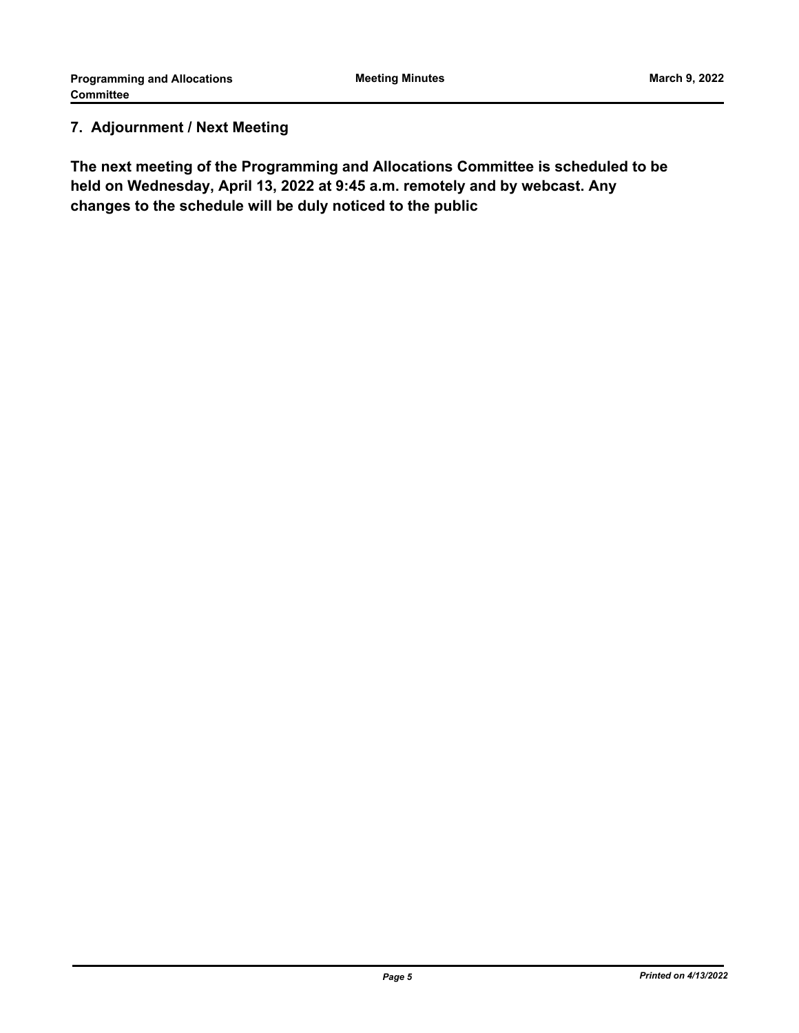## 7. Adjournment / Next Meeting

**The next meeting of the Programming and Allocations Committee is scheduled to be held on Wednesday, April 13, 2022 at 9:45 a.m. remotely and by webcast. Any changes to the schedule will be duly noticed to the public**